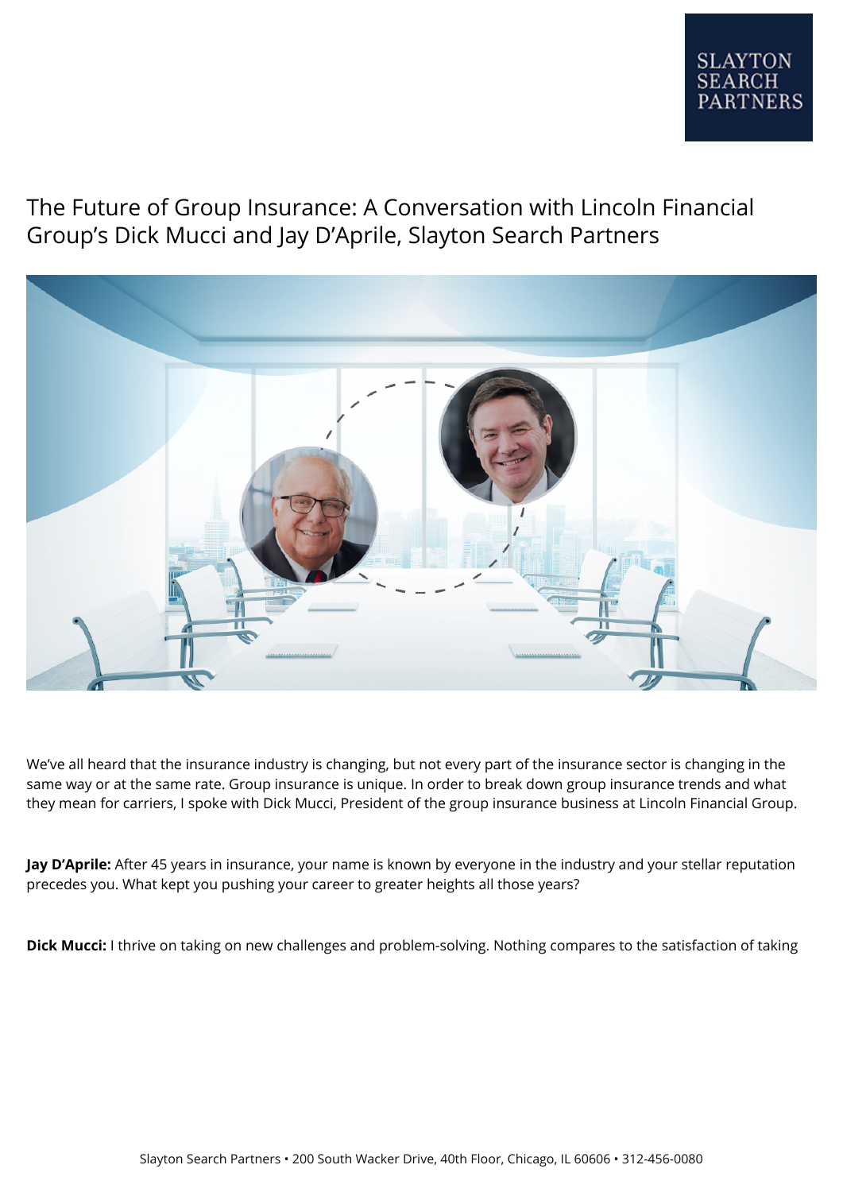# The Future of Group Insurance: A Conversation with Lincoln Financial Group's Dick Mucci and Jay D'Aprile, Slayton Search Partners

We've all heard that the insurance industry is changing, but not every part of the insurance sector is changing in the same way or at the same rate. Group insurance is unique. In order to break down group insurance trends and what they mean for carriers, I spoke with Dick Mucci, President of the group insurance business at Lincoln Financial Group.

**Jay D'Aprile:** After 45 years in insurance, your name is known by everyone in the industry and your stellar reputation precedes you. What kept you pushing your career to greater heights all those years?

**Dick Mucci:** I thrive on taking on new challenges and problem-solving. Nothing compares to the satisfaction of taking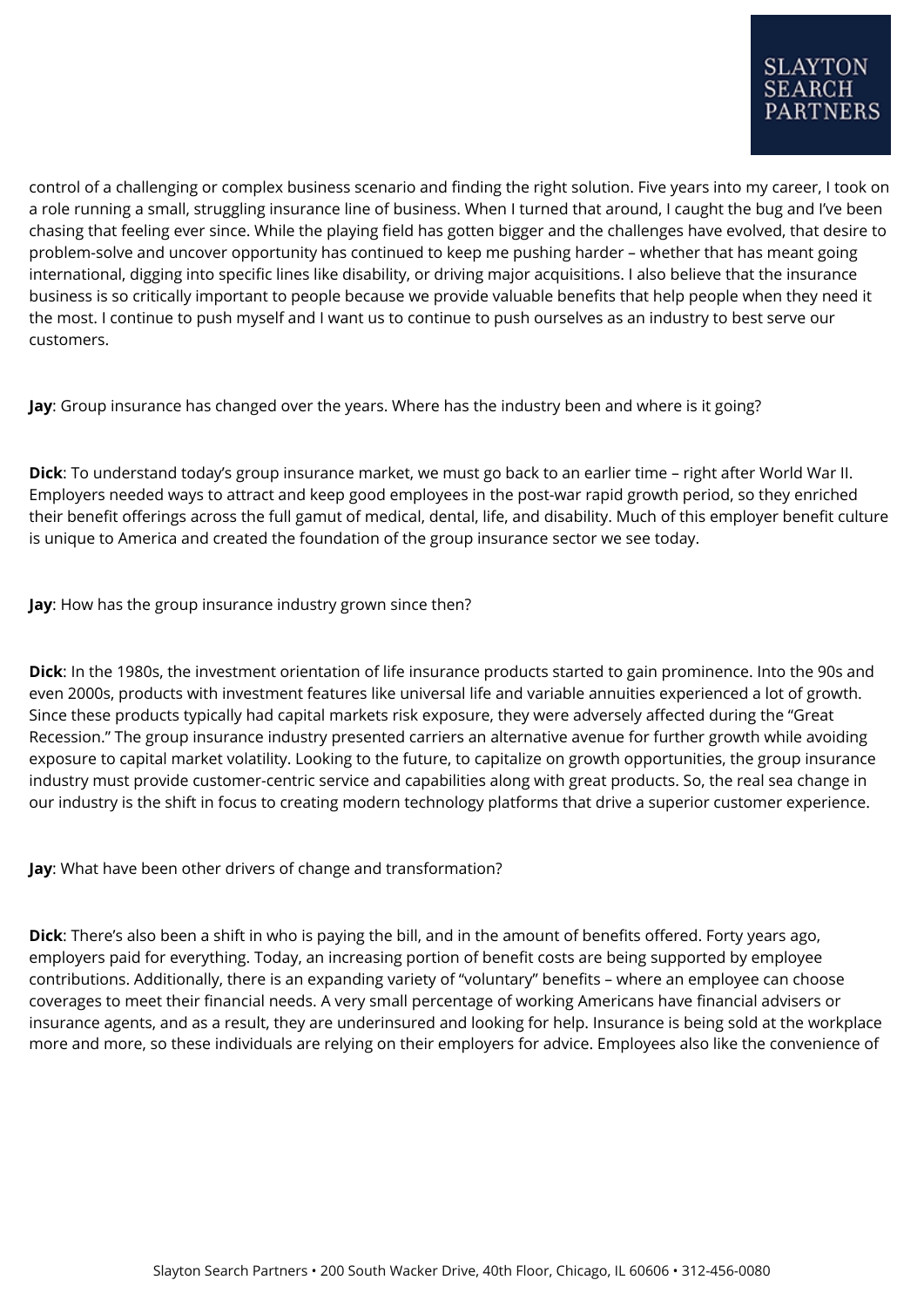control of a challenging or complex business scenario and finding the right solution. Five years into my career, I took on a role running a small, struggling insurance line of business. When I turned that around, I caught the bug and I've been chasing that feeling ever since. While the playing field has gotten bigger and the challenges have evolved, that desire to problem-solve and uncover opportunity has continued to keep me pushing harder – whether that has meant going international, digging into specific lines like disability, or driving major acquisitions. I also believe that the insurance business is so critically important to people because we provide valuable benefits that help people when they need it the most. I continue to push myself and I want us to continue to push ourselves as an industry to best serve our customers.

**Jay**: Group insurance has changed over the years. Where has the industry been and where is it going?

**Dick**: To understand today's group insurance market, we must go back to an earlier time – right after World War II. Employers needed ways to attract and keep good employees in the post-war rapid growth period, so they enriched their benefit offerings across the full gamut of medical, dental, life, and disability. Much of this employer benefit culture is unique to America and created the foundation of the group insurance sector we see today.

**Jay**: How has the group insurance industry grown since then?

**Dick**: In the 1980s, the investment orientation of life insurance products started to gain prominence. Into the 90s and even 2000s, products with investment features like universal life and variable annuities experienced a lot of growth. Since these products typically had capital markets risk exposure, they were adversely affected during the "Great Recession." The group insurance industry presented carriers an alternative avenue for further growth while avoiding exposure to capital market volatility. Looking to the future, to capitalize on growth opportunities, the group insurance industry must provide customer-centric service and capabilities along with great products. So, the real sea change in our industry is the shift in focus to creating modern technology platforms that drive a superior customer experience.

**Jay**: What have been other drivers of change and transformation?

**Dick**: There's also been a shift in who is paying the bill, and in the amount of benefits offered. Forty years ago, employers paid for everything. Today, an increasing portion of benefit costs are being supported by employee contributions. Additionally, there is an expanding variety of "voluntary" benefits – where an employee can choose coverages to meet their financial needs. A very small percentage of working Americans have financial advisers or insurance agents, and as a result, they are underinsured and looking for help. Insurance is being sold at the workplace more and more, so these individuals are relying on their employers for advice. Employees also like the convenience of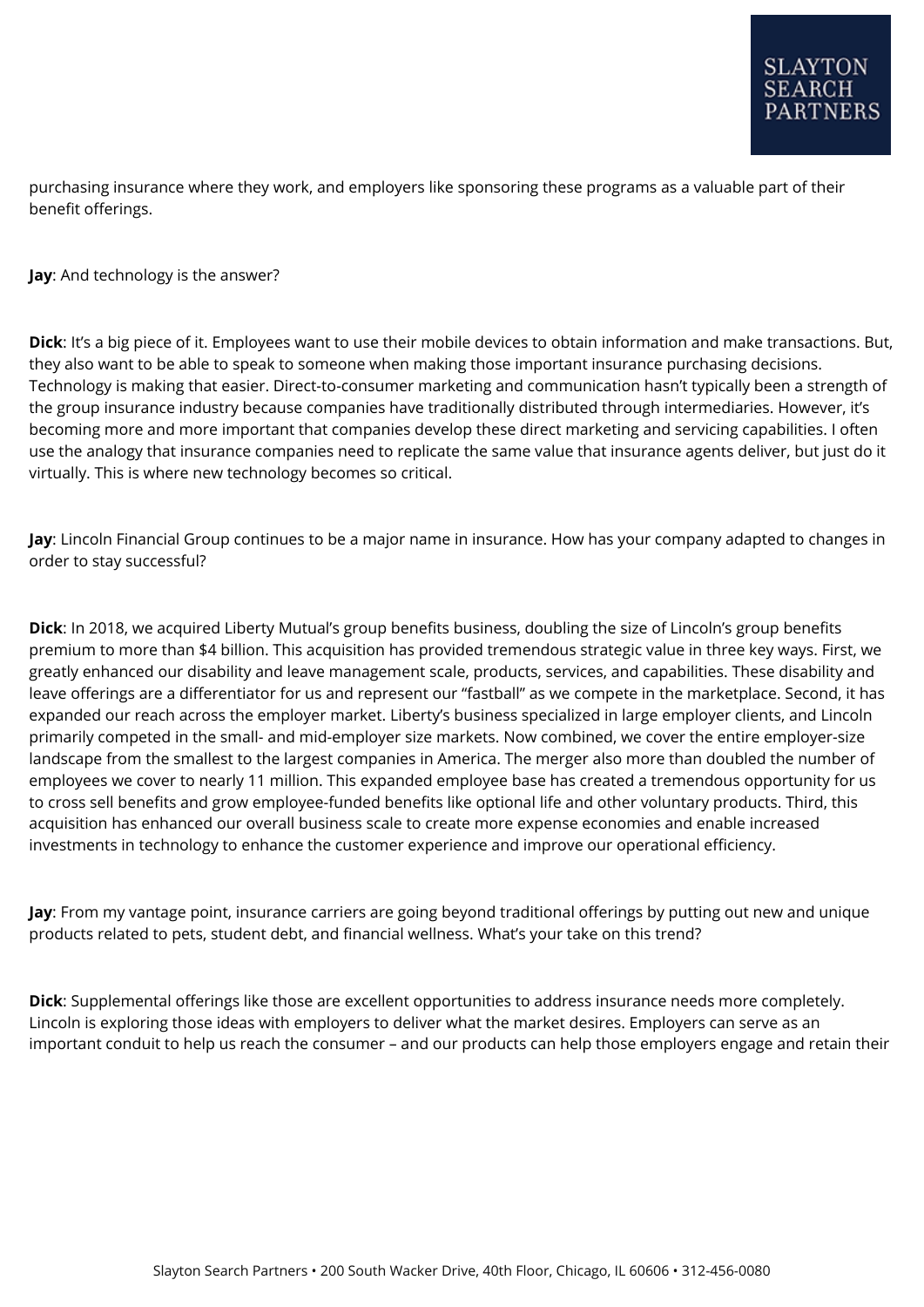purchasing insurance where they work, and employers like sponsoring these programs as a valuable part of their benefit offerings.

**Jay**: And technology is the answer?

**Dick**: It's a big piece of it. Employees want to use their mobile devices to obtain information and make transactions. But, they also want to be able to speak to someone when making those important insurance purchasing decisions. Technology is making that easier. Direct-to-consumer marketing and communication hasn't typically been a strength of the group insurance industry because companies have traditionally distributed through intermediaries. However, it's becoming more and more important that companies develop these direct marketing and servicing capabilities. I often use the analogy that insurance companies need to replicate the same value that insurance agents deliver, but just do it virtually. This is where new technology becomes so critical.

**Jay**: Lincoln Financial Group continues to be a major name in insurance. How has your company adapted to changes in order to stay successful?

**Dick**: In 2018, we acquired Liberty Mutual's group benefits business, doubling the size of Lincoln's group benefits premium to more than $4 billion. This acquisition has provided tremendous strategic value in three key ways. First, we greatly enhanced our disability and leave management scale, products, services, and capabilities. These disability and leave offerings are a differentiator for us and represent our "fastball" as we compete in the marketplace. Second, it has expanded our reach across the employer market. Liberty's business specialized in large employer clients, and Lincoln primarily competed in the small- and mid-employer size markets. Now combined, we cover the entire employer-size landscape from the smallest to the largest companies in America. The merger also more than doubled the number of employees we cover to nearly 11 million. This expanded employee base has created a tremendous opportunity for us to cross sell benefits and grow employee-funded benefits like optional life and other voluntary products. Third, this acquisition has enhanced our overall business scale to create more expense economies and enable increased investments in technology to enhance the customer experience and improve our operational efficiency.

**Jay**: From my vantage point, insurance carriers are going beyond traditional offerings by putting out new and unique products related to pets, student debt, and financial wellness. What's your take on this trend?

**Dick**: Supplemental offerings like those are excellent opportunities to address insurance needs more completely. Lincoln is exploring those ideas with employers to deliver what the market desires. Employers can serve as an important conduit to help us reach the consumer – and our products can help those employers engage and retain their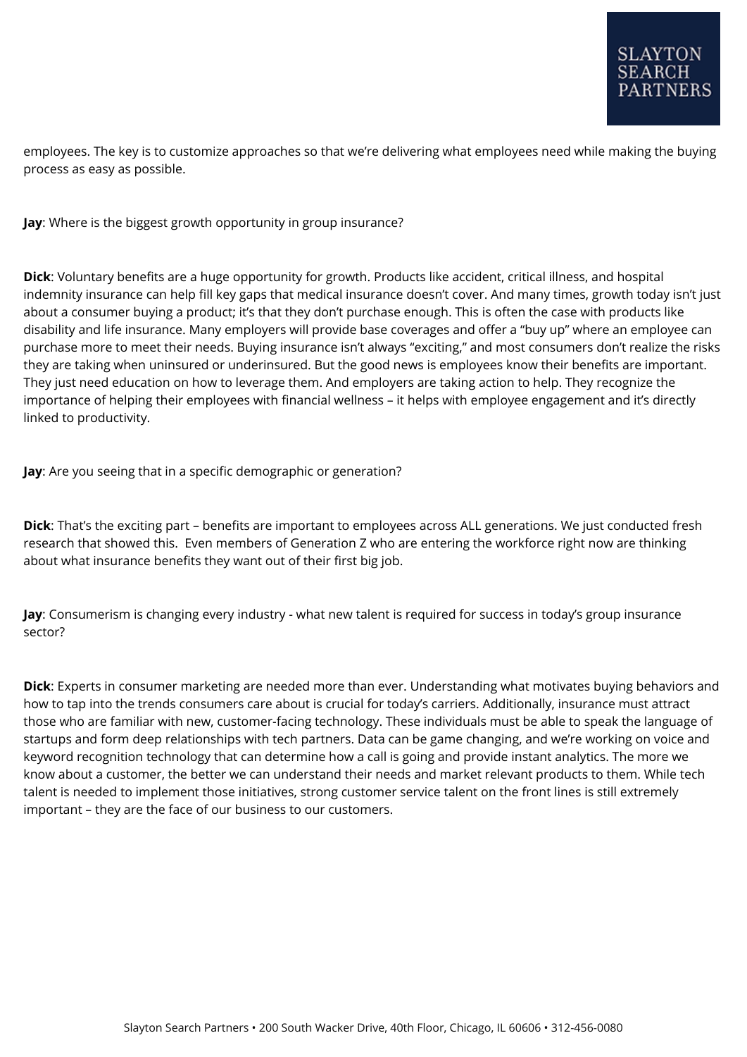employees. The key is to customize approaches so that we're delivering what employees need while making the buying process as easy as possible.

**Jay**: Where is the biggest growth opportunity in group insurance?

**Dick**: Voluntary benefits are a huge opportunity for growth. Products like accident, critical illness, and hospital indemnity insurance can help fill key gaps that medical insurance doesn't cover. And many times, growth today isn't just about a consumer buying a product; it's that they don't purchase enough. This is often the case with products like disability and life insurance. Many employers will provide base coverages and offer a "buy up" where an employee can purchase more to meet their needs. Buying insurance isn't always "exciting," and most consumers don't realize the risks they are taking when uninsured or underinsured. But the good news is employees know their benefits are important. They just need education on how to leverage them. And employers are taking action to help. They recognize the importance of helping their employees with financial wellness – it helps with employee engagement and it's directly linked to productivity.

**Jay**: Are you seeing that in a specific demographic or generation?

**Dick**: That's the exciting part – benefits are important to employees across ALL generations. We just conducted fresh research that showed this. Even members of Generation Z who are entering the workforce right now are thinking about what insurance benefits they want out of their first big job.

**Jay**: Consumerism is changing every industry - what new talent is required for success in today's group insurance sector?

**Dick**: Experts in consumer marketing are needed more than ever. Understanding what motivates buying behaviors and how to tap into the trends consumers care about is crucial for today's carriers. Additionally, insurance must attract those who are familiar with new, customer-facing technology. These individuals must be able to speak the language of startups and form deep relationships with tech partners. Data can be game changing, and we're working on voice and keyword recognition technology that can determine how a call is going and provide instant analytics. The more we know about a customer, the better we can understand their needs and market relevant products to them. While tech talent is needed to implement those initiatives, strong customer service talent on the front lines is still extremely important – they are the face of our business to our customers.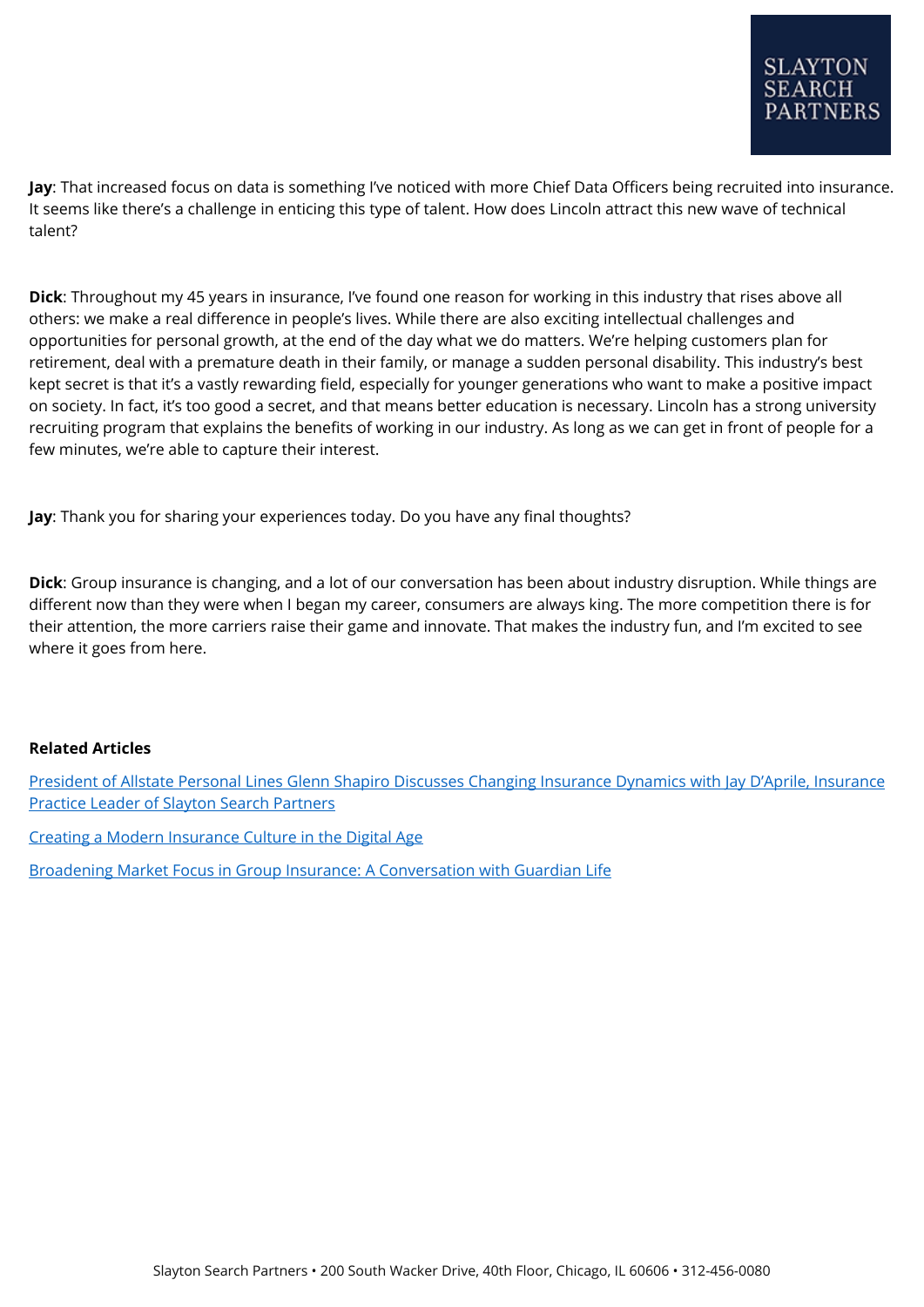**Jay**: That increased focus on data is something I've noticed with more Chief Data Officers being recruited into insurance. It seems like there's a challenge in enticing this type of talent. How does Lincoln attract this new wave of technical talent?

**Dick**: Throughout my 45 years in insurance, I've found one reason for working in this industry that rises above all others: we make a real difference in people's lives. While there are also exciting intellectual challenges and opportunities for personal growth, at the end of the day what we do matters. We're helping customers plan for retirement, deal with a premature death in their family, or manage a sudden personal disability. This industry's best kept secret is that it's a vastly rewarding field, especially for younger generations who want to make a positive impact on society. In fact, it's too good a secret, and that means better education is necessary. Lincoln has a strong university recruiting program that explains the benefits of working in our industry. As long as we can get in front of people for a few minutes, we're able to capture their interest.

**Jay**: Thank you for sharing your experiences today. Do you have any final thoughts?

**Dick**: Group insurance is changing, and a lot of our conversation has been about industry disruption. While things are different now than they were when I began my career, consumers are always king. The more competition there is for their attention, the more carriers raise their game and innovate. That makes the industry fun, and I'm excited to see where it goes from here.

**Related Articles**

President of Allstate Personal Lines Glenn Shapiro Discusses Changing Insurance Dynamics with Jay D'Aprile, Insurance Practice Leader of Slayton Search Partners

Creating a Modern Insurance Culture in the Digital Age

Broadening Market Focus in Group Insurance: A Conversation with Guardian Life